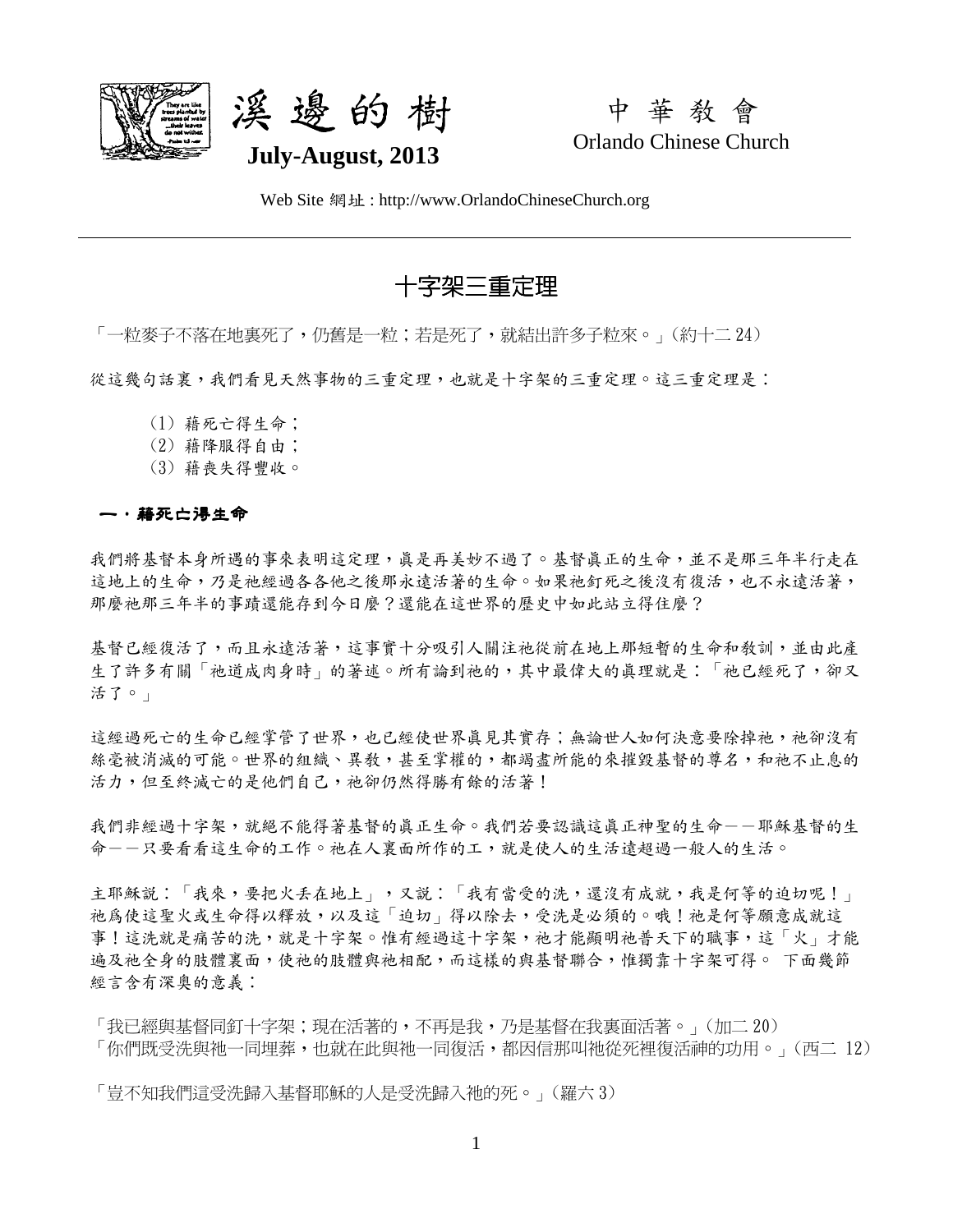溪邊的樹　　中華教會

July-August, 2013　　Orlando Chinese Church

Web Site 網址 : http://www.OrlandoChineseChurch.org

# 十字架三重定理

「一粒麥子不落在地裏死了，仍舊是一粒；若是死了，就結出許多子粒來。」（約十二 24）

從這幾句話裏，我們看見天然事物的三重定理，也就是十字架的三重定理。這三重定理是：

（1）藉死亡得生命；
（2）藉降服得自由；
（3）藉喪失得豐收。

## 一．藉死亡得生命

我們將基督本身所遇的事來表明這定理，真是再美妙不過了。基督真正的生命，並不是那三年半行走在這地上的生命，乃是祂經過各各他之後那永遠活著的生命。如果祂釘死之後沒有復活，也不永遠活著，那麼祂那三年半的事蹟還能存到今日麼？還能在這世界的歷史中如此站立得住麼？

基督已經復活了，而且永遠活著，這事實十分吸引人關注祂從前在地上那短暫的生命和教訓，並由此產生了許多有關「祂道成肉身時」的著述。所有論到祂的，其中最偉大的真理就是：「祂已經死了，卻又活了。」

這經過死亡的生命已經掌管了世界，也已經使世界真見其實存；無論世人如何決意要除掉祂，祂卻沒有絲毫被消滅的可能。世界的組織、異教，甚至掌權的，都竭盡所能的來摧毀基督的尊名，和祂不止息的活力，但至終滅亡的是他們自己，祂卻仍然得勝有餘的活著！

我們非經過十字架，就絕不能得著基督的真正生命。我們若要認識這真正神聖的生命－－耶穌基督的生命－－只要看看這生命的工作。祂在人裏面所作的工，就是使人的生活遠超過一般人的生活。

主耶穌說：「我來，要把火丟在地上」，又說：「我有當受的洗，還沒有成就，我是何等的迫切呢！」祂為使這聖火或生命得以釋放，以及這「迫切」得以除去，受洗是必須的。哦！祂是何等願意成就這事！這洗就是痛苦的洗，就是十字架。惟有經過這十字架，祂才能顯明祂普天下的職事，這「火」才能遍及祂全身的肢體裏面，使祂的肢體與祂相配，而這樣的與基督聯合，惟獨靠十字架可得。 下面幾節經言含有深奧的意義：

「我已經與基督同釘十字架；現在活著的，不再是我，乃是基督在我裏面活著。」（加二 20）
「你們既受洗與祂一同埋葬，也就在此與祂一同復活，都因信那叫祂從死裡復活神的功用。」（西二 12）

「豈不知我們這受洗歸入基督耶穌的人是受洗歸入祂的死。」（羅六 3）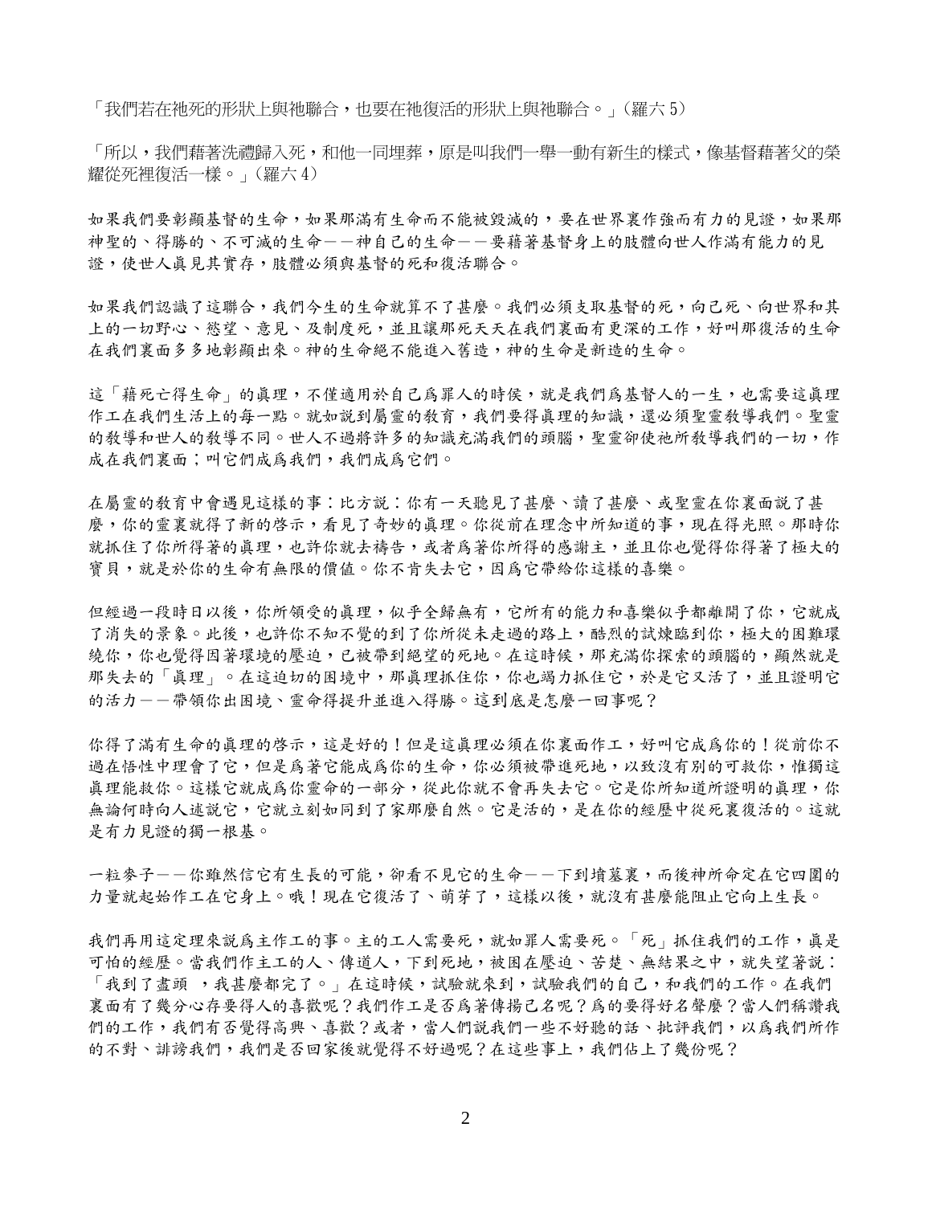「我們若在祂死的形狀上與祂聯合，也要在祂復活的形狀上與祂聯合。」(羅六 5)

「所以，我們藉著洗禮歸入死，和他一同埋葬，原是叫我們一舉一動有新生的樣式，像基督藉著父的榮耀從死裡復活一樣。」(羅六 4)

如果我們要彰顯基督的生命，如果那滿有生命而不能被毀滅的，要在世界裏作強而有力的見證，如果那神聖的、得勝的、不可滅的生命——神自己的生命——要藉著基督身上的肢體向世人作滿有能力的見證，使世人眞見其實存，肢體必須與基督的死和復活聯合。

如果我們認識了這聯合，我們今生的生命就算不了甚麼。我們必須支取基督的死，向己死、向世界和其上的一切野心、慾望、意見、及制度死，並且讓那死天天在我們裏面有更深的工作，好叫那復活的生命在我們裏面多多地彰顯出來。神的生命絕不能進入舊造，神的生命是新造的生命。

這「藉死亡得生命」的真理，不僅適用於自己爲罪人的時候，就是我們爲基督人的一生，也需要這眞理作工在我們生活上的每一點。就如說到屬靈的教育，我們要得眞理的知識，還必須聖靈教導我們。聖靈的教導和世人的教導不同。世人不過將許多的知識充滿我們的頭腦，聖靈卻使祂所教導我們的一切，作成在我們裏面；叫它們成爲我們，我們成爲它們。

在屬靈的教育中會遇見這樣的事：比方說：你有一天聽見了甚麼、讀了甚麼、或聖靈在你裏面說了甚麼，你的靈裏就得了新的啓示，看見了奇妙的眞理。你從前在理念中所知道的事，現在得光照。那時你就抓住了你所得著的眞理，也許你就去禱告，或者爲著你所得的感謝主，並且你也覺得你得著了極大的寶貝，就是於你的生命有無限的價值。你不肯失去它，因爲它帶給你這樣的喜樂。

但經過一段時日以後，你所領受的眞理，似乎全歸無有，它所有的能力和喜樂似乎都離開了你，它就成了消失的景象。此後，也許你不知不覺的到了你所從未走過的路上，酷烈的試煉臨到你，極大的困難環繞你，你也覺得因著環境的壓迫，已被帶到絕望的死地。在這時候，那充滿你探索的頭腦的，顯然就是那失去的「眞理」。在這迫切的困境中，那眞理抓住你，你也竭力抓住它，於是它又活了，並且證明它的活力——帶領你出困境、靈命得提升並進入得勝。這到底是怎麼一回事呢？

你得了滿有生命的眞理的啓示，這是好的！但是這眞理必須在你裏面作工，好叫它成爲你的！從前你不過在悟性中理會了它，但是爲著它能成爲你的生命，你必須被帶進死地，以致沒有別的可救你，惟獨這眞理能救你。這樣它就成爲你靈命的一部分，從此你就不會再失去它。它是你所知道所證明的眞理，你無論何時向人述說它，它就立刻如同到了家那麼自然。它是活的，是在你的經歷中從死裏復活的。這就是有力見證的獨一根基。

一粒麥子——你雖然信它有生長的可能，卻看不見它的生命——下到墳墓裏，而後神所命定在它四圍的力量就起始作工在它身上。哦！現在它復活了、萌芽了，這樣以後，就沒有甚麼能阻止它向上生長。

我們再用這定理來說爲主作工的事。主的工人需要死，就如罪人需要死。「死」抓住我們的工作，眞是可怕的經歷。當我們作主工的人、傳道人，下到死地，被困在壓迫、苦楚、無結果之中，就失望著說：「我到了盡頭 ，我甚麼都完了。」在這時候，試驗就來到，試驗我們的自己，和我們的工作。在我們裏面有了幾分心存要得人的喜歡呢？我們作工是否爲著傳揚己名呢？爲的要得好名聲麼？當人們稱讚我們的工作，我們有否覺得高興、喜歡？或者，當人們說我們一些不好聽的話、批評我們，以爲我們所作的不對、誹謗我們，我們是否回家後就覺得不好過呢？在這些事上，我們佔上了幾份呢？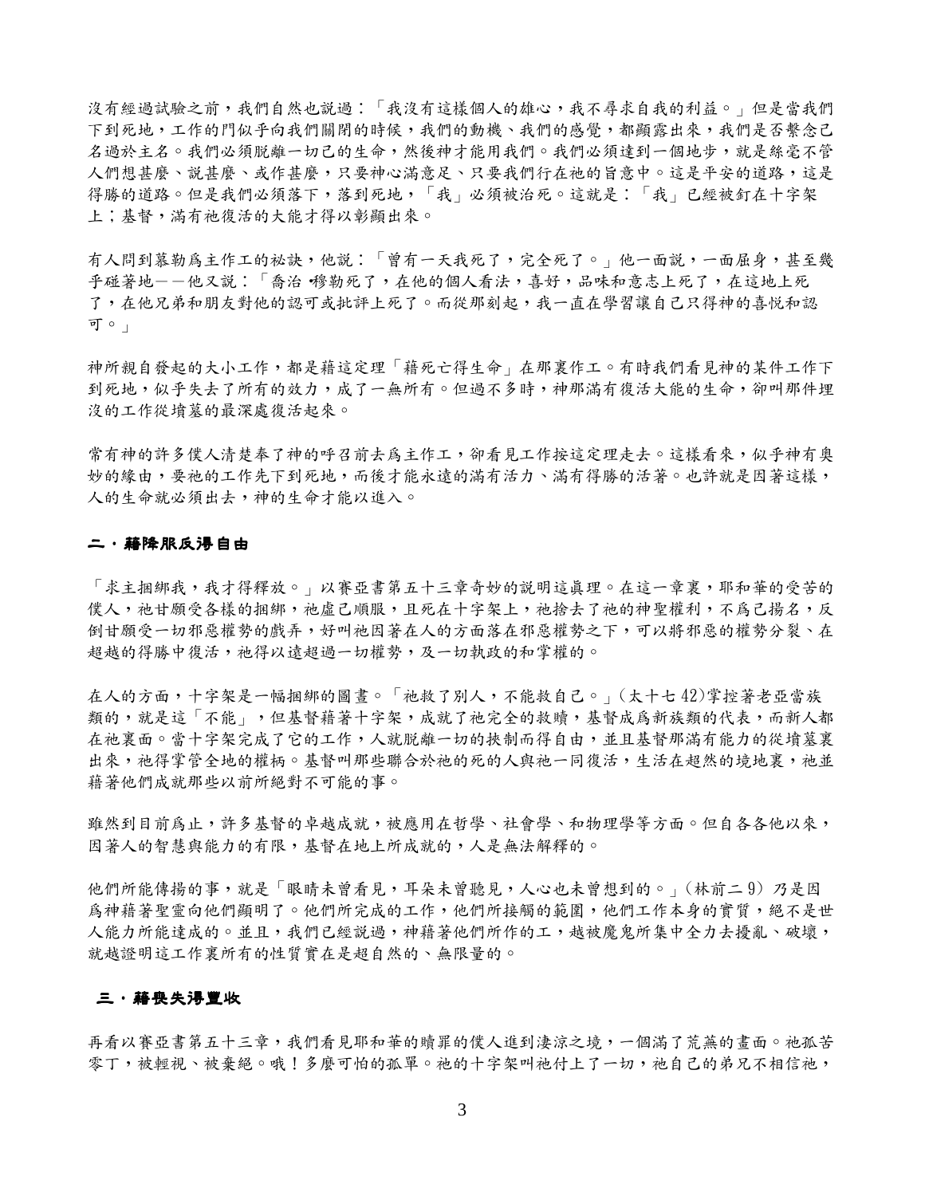沒有經過試驗之前，我們自然也說過：「我沒有這樣個人的雄心，我不尋求自我的利益。」但是當我們下到死地，工作的門似乎向我們關閉的時候，我們的動機、我們的感覺，都顯露出來，我們是否繫念己名過於主名。我們必須脫離一切己的生命，然後神才能用我們。我們必須達到一個地步，就是絲毫不管人們想甚麼、說甚麼、或作甚麼，只要神心滿意足、只要我們行在祂的旨意中。這是平安的道路，這是得勝的道路。但是我們必須落下，落到死地，「我」必須被治死。這就是：「我」已經被釘在十字架上；基督，滿有祂復活的大能才得以彰顯出來。

有人問到慕勒爲主作工的秘訣，他說：「曾有一天我死了，完全死了。」他一面說，一面屈身，甚至幾乎碰著地——他又說：「喬治‧穆勒死了，在他的個人看法，喜好，品味和意志上死了，在這地上死了，在他兄弟和朋友對他的認可或批評上死了。而從那刻起，我一直在學習讓自己只得神的喜悅和認可。」

神所親自發起的大小工作，都是藉這定理「藉死亡得生命」在那裏作工。有時我們看見神的某件工作下到死地，似乎失去了所有的效力，成了一無所有。但過不多時，神那滿有復活大能的生命，卻叫那件埋沒的工作從墳墓的最深處復活起來。

常有神的許多僕人清楚奉了神的呼召前去爲主作工，卻看見工作按這定理走去。這樣看來，似乎神有奧妙的緣由，要祂的工作先下到死地，而後才能永遠的滿有活力、滿有得勝的活著。也許就是因著這樣，人的生命就必須出去，神的生命才能以進入。

## 二．藉降服反得自由

「求主捆綁我，我才得釋放。」以賽亞書第五十三章奇妙的說明這眞理。在這一章裏，耶和華的受苦的僕人，祂甘願受各樣的捆綁，祂虛己順服，且死在十字架上，祂捨去了祂的神聖權利，不爲己揚名，反倒甘願受一切邪惡權勢的戲弄，好叫祂因著在人的方面落在邪惡權勢之下，可以將邪惡的權勢分裂、在超越的得勝中復活，祂得以遠超過一切權勢，及一切執政的和掌權的。

在人的方面，十字架是一幅捆綁的圖畫。「祂救了別人，不能救自己。」（太十七 42）掌控著老亞當族類的，就是這「不能」，但基督藉著十字架，成就了祂完全的救贖，基督成爲新族類的代表，而新人都在祂裏面。當十字架完成了它的工作，人就脫離一切的挾制而得自由，並且基督那滿有能力的從墳墓裏出來，祂得掌管全地的權柄。基督叫那些聯合於祂的死的人與祂一同復活，生活在超然的境地裏，祂並藉著他們成就那些以前所絕對不可能的事。

雖然到目前爲止，許多基督的卓越成就，被應用在哲學、社會學、和物理學等方面。但自各各他以來，因著人的智慧與能力的有限，基督在地上所成就的，人是無法解釋的。

他們所能傳揚的事，就是「眼睛未曾看見，耳朵未曾聽見，人心也未曾想到的。」（林前二 9）乃是因爲神藉著聖靈向他們顯明了。他們所完成的工作，他們所接觸的範圍，他們工作本身的實質，絕不是世人能力所能達成的。並且，我們已經說過，神藉著他們所作的工，越被魔鬼所集中全力去擾亂、破壞，就越證明這工作裏所有的性質實在是超自然的、無限量的。

## 三．藉喪失得豐收

再看以賽亞書第五十三章，我們看見耶和華的贖罪的僕人進到淒涼之境，一個滿了荒蕪的畫面。祂孤苦零丁，被輕視、被棄絕。哦！多麼可怕的孤單。祂的十字架叫祂付上了一切，祂自己的弟兄不相信祂，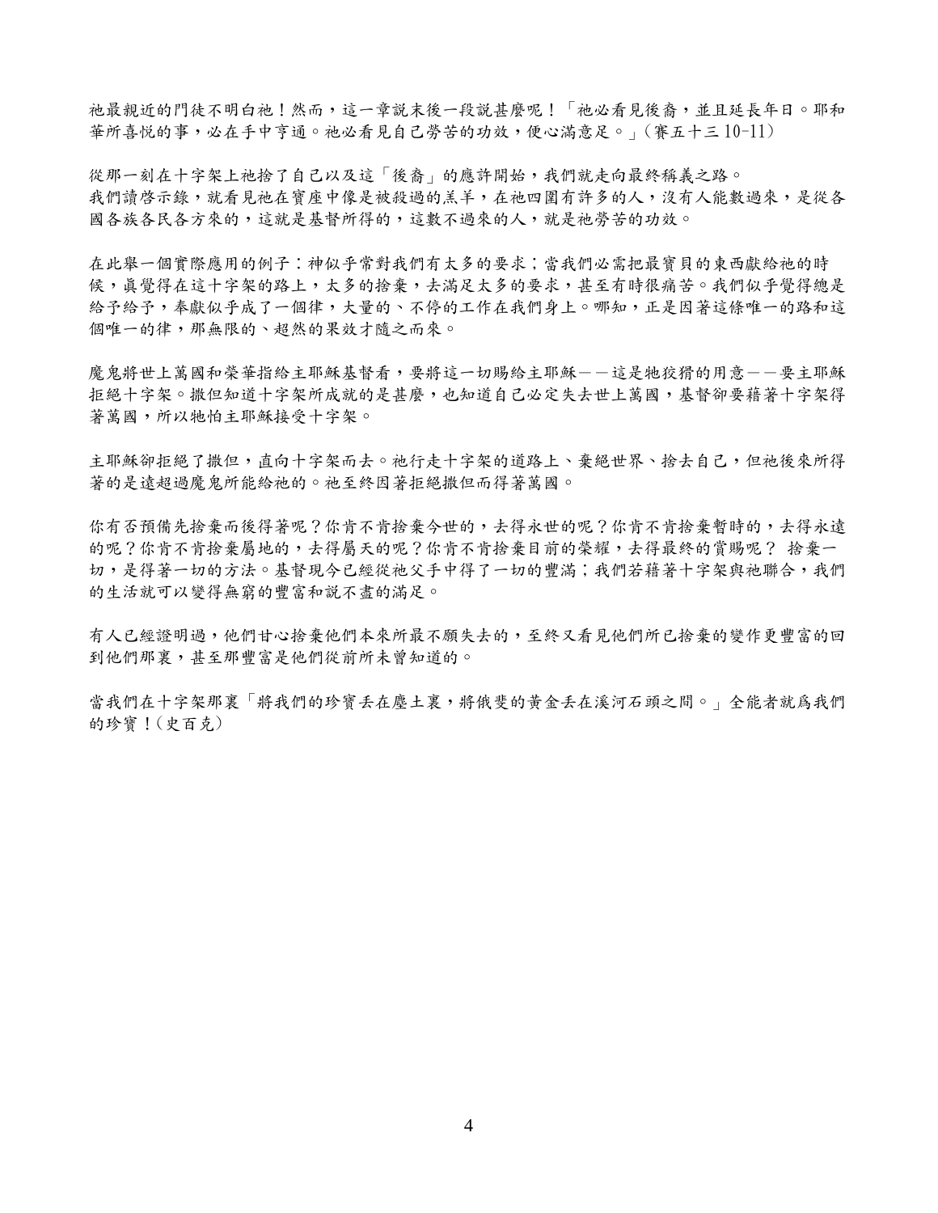祂最親近的門徒不明白祂！然而，這一章說末後一段說甚麼呢！「祂必看見後裔，並且延長年日。耶和華所喜悅的事，必在手中亨通。祂必看見自己勞苦的功效，便心滿意足。」（賽五十三 10-11）

從那一刻在十字架上祂捨了自己以及這「後裔」的應許開始，我們就走向最終稱義之路。
我們讀啓示錄，就看見祂在寶座中像是被殺過的羔羊，在祂四圍有許多的人，沒有人能數過來，是從各國各族各民各方來的，這就是基督所得的，這數不過來的人，就是祂勞苦的功效。

在此舉一個實際應用的例子：神似乎常對我們有太多的要求；當我們必需把最寶貝的東西獻給祂的時候，眞覺得在這十字架的路上，太多的捨棄，去滿足太多的要求，甚至有時很痛苦。我們似乎覺得總是給予給予，奉獻似乎成了一個律，大量的、不停的工作在我們身上。哪知，正是因著這條唯一的路和這個唯一的律，那無限的、超然的果效才隨之而來。

魔鬼將世上萬國和榮華指給主耶穌基督看，要將這一切賜給主耶穌——這是牠狡猾的用意——要主耶穌拒絕十字架。撒但知道十字架所成就的是甚麼，也知道自己必定失去世上萬國，基督卻要藉著十字架得著萬國，所以牠怕主耶穌接受十字架。

主耶穌卻拒絕了撒但，直向十字架而去。祂行走十字架的道路上、棄絕世界、捨去自己，但祂後來所得著的是遠超過魔鬼所能給祂的。祂至終因著拒絕撒但而得著萬國。

你有否預備先捨棄而後得著呢？你肯不肯捨棄今世的，去得永世的呢？你肯不肯捨棄暫時的，去得永遠的呢？你肯不肯捨棄屬地的，去得屬天的呢？你肯不肯捨棄目前的榮耀，去得最終的賞賜呢？ 捨棄一切，是得著一切的方法。基督現今已經從祂父手中得了一切的豐滿；我們若藉著十字架與祂聯合，我們的生活就可以變得無窮的豐富和說不盡的滿足。

有人已經證明過，他們甘心捨棄他們本來所最不願失去的，至終又看見他們所已捨棄的變作更豐富的回到他們那裏，甚至那豐富是他們從前所未曾知道的。

當我們在十字架那裏「將我們的珍寶丟在塵土裏，將俄斐的黃金丟在溪河石頭之間。」全能者就爲我們的珍寶！（史百克）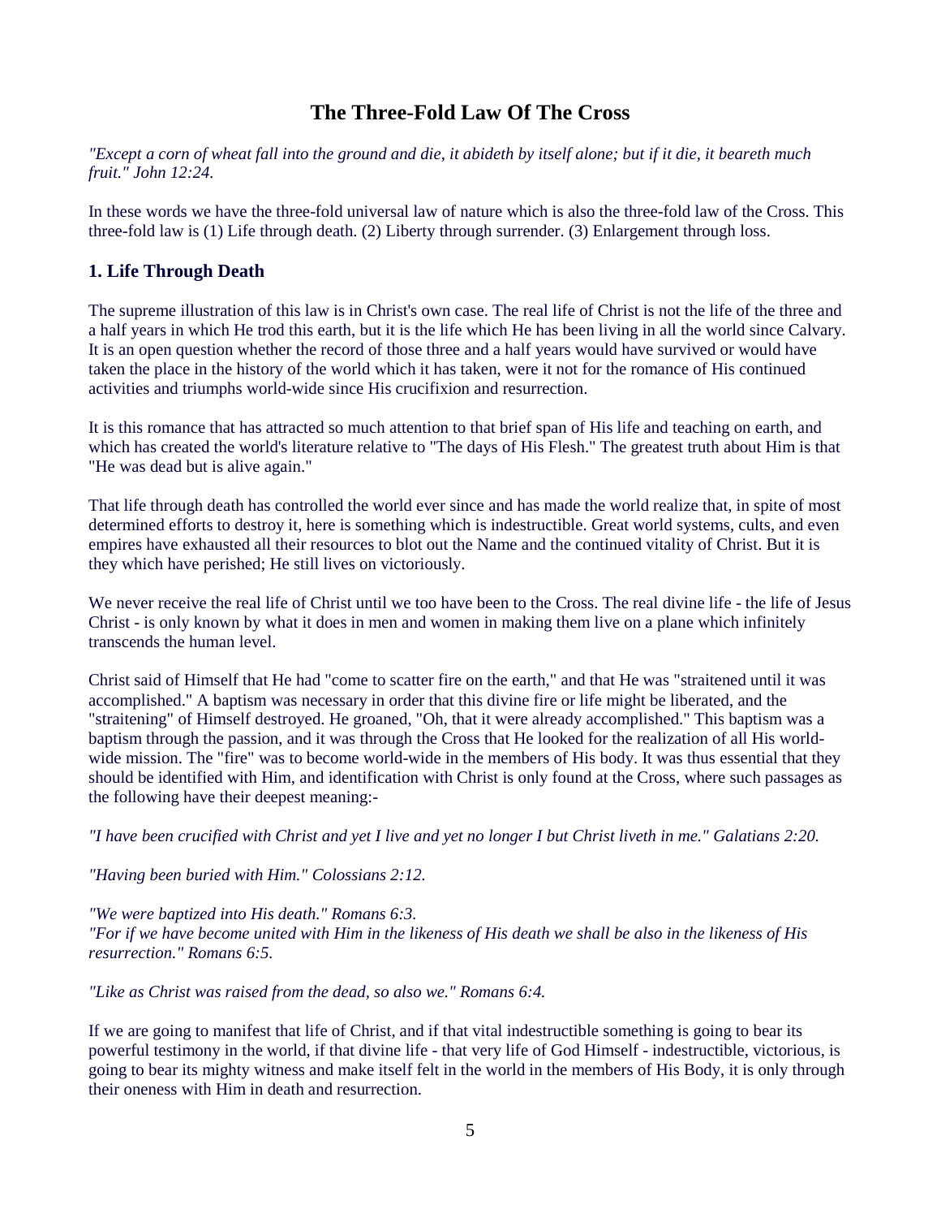# The Three-Fold Law Of The Cross

*"Except a corn of wheat fall into the ground and die, it abideth by itself alone; but if it die, it beareth much fruit." John 12:24.*

In these words we have the three-fold universal law of nature which is also the three-fold law of the Cross. This three-fold law is (1) Life through death. (2) Liberty through surrender. (3) Enlargement through loss.

## 1. Life Through Death

The supreme illustration of this law is in Christ's own case. The real life of Christ is not the life of the three and a half years in which He trod this earth, but it is the life which He has been living in all the world since Calvary. It is an open question whether the record of those three and a half years would have survived or would have taken the place in the history of the world which it has taken, were it not for the romance of His continued activities and triumphs world-wide since His crucifixion and resurrection.

It is this romance that has attracted so much attention to that brief span of His life and teaching on earth, and which has created the world's literature relative to "The days of His Flesh." The greatest truth about Him is that "He was dead but is alive again."

That life through death has controlled the world ever since and has made the world realize that, in spite of most determined efforts to destroy it, here is something which is indestructible. Great world systems, cults, and even empires have exhausted all their resources to blot out the Name and the continued vitality of Christ. But it is they which have perished; He still lives on victoriously.

We never receive the real life of Christ until we too have been to the Cross. The real divine life - the life of Jesus Christ - is only known by what it does in men and women in making them live on a plane which infinitely transcends the human level.

Christ said of Himself that He had "come to scatter fire on the earth," and that He was "straitened until it was accomplished." A baptism was necessary in order that this divine fire or life might be liberated, and the "straitening" of Himself destroyed. He groaned, "Oh, that it were already accomplished." This baptism was a baptism through the passion, and it was through the Cross that He looked for the realization of all His world-wide mission. The "fire" was to become world-wide in the members of His body. It was thus essential that they should be identified with Him, and identification with Christ is only found at the Cross, where such passages as the following have their deepest meaning:-

*"I have been crucified with Christ and yet I live and yet no longer I but Christ liveth in me." Galatians 2:20.*

*"Having been buried with Him." Colossians 2:12.*

*"We were baptized into His death." Romans 6:3.*
*"For if we have become united with Him in the likeness of His death we shall be also in the likeness of His resurrection." Romans 6:5.*

*"Like as Christ was raised from the dead, so also we." Romans 6:4.*

If we are going to manifest that life of Christ, and if that vital indestructible something is going to bear its powerful testimony in the world, if that divine life - that very life of God Himself - indestructible, victorious, is going to bear its mighty witness and make itself felt in the world in the members of His Body, it is only through their oneness with Him in death and resurrection.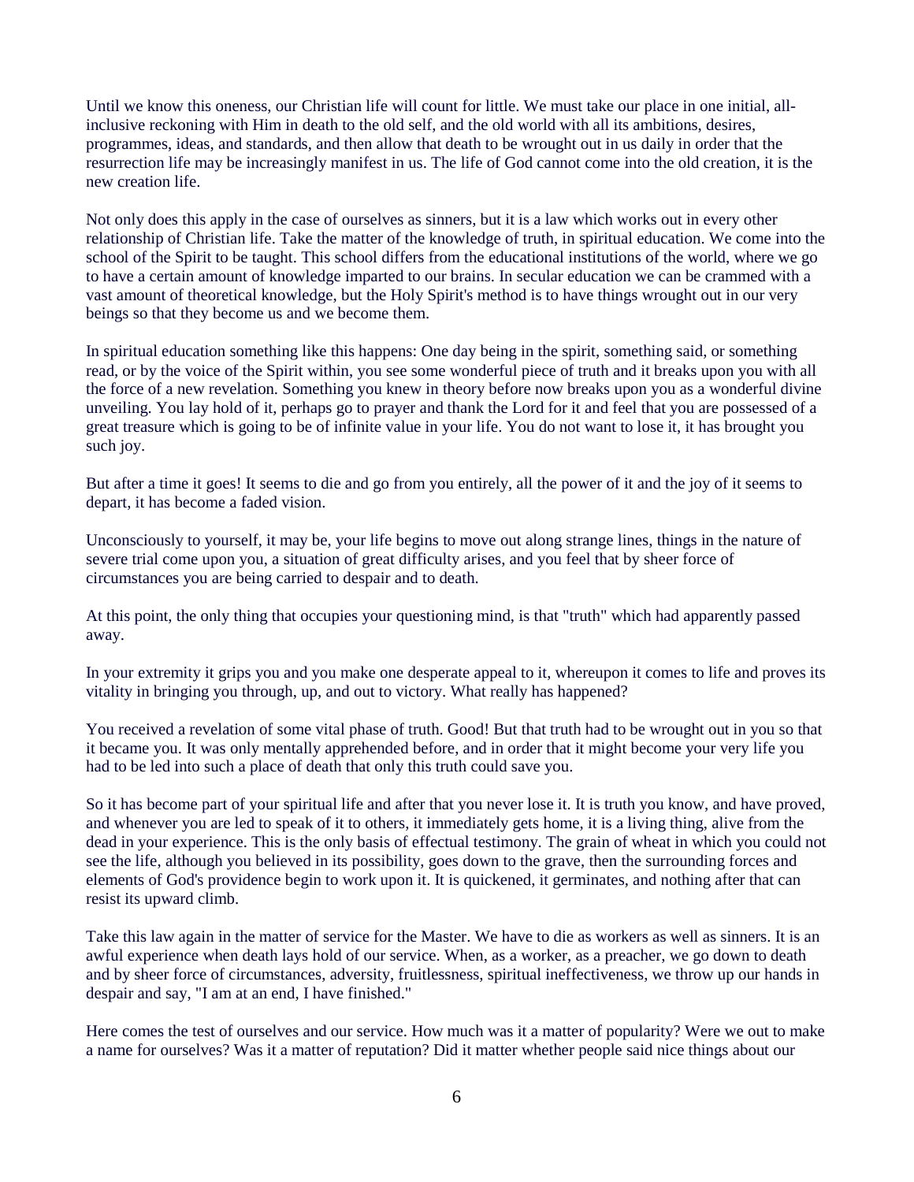Until we know this oneness, our Christian life will count for little. We must take our place in one initial, all-inclusive reckoning with Him in death to the old self, and the old world with all its ambitions, desires, programmes, ideas, and standards, and then allow that death to be wrought out in us daily in order that the resurrection life may be increasingly manifest in us. The life of God cannot come into the old creation, it is the new creation life.

Not only does this apply in the case of ourselves as sinners, but it is a law which works out in every other relationship of Christian life. Take the matter of the knowledge of truth, in spiritual education. We come into the school of the Spirit to be taught. This school differs from the educational institutions of the world, where we go to have a certain amount of knowledge imparted to our brains. In secular education we can be crammed with a vast amount of theoretical knowledge, but the Holy Spirit's method is to have things wrought out in our very beings so that they become us and we become them.

In spiritual education something like this happens: One day being in the spirit, something said, or something read, or by the voice of the Spirit within, you see some wonderful piece of truth and it breaks upon you with all the force of a new revelation. Something you knew in theory before now breaks upon you as a wonderful divine unveiling. You lay hold of it, perhaps go to prayer and thank the Lord for it and feel that you are possessed of a great treasure which is going to be of infinite value in your life. You do not want to lose it, it has brought you such joy.

But after a time it goes! It seems to die and go from you entirely, all the power of it and the joy of it seems to depart, it has become a faded vision.

Unconsciously to yourself, it may be, your life begins to move out along strange lines, things in the nature of severe trial come upon you, a situation of great difficulty arises, and you feel that by sheer force of circumstances you are being carried to despair and to death.

At this point, the only thing that occupies your questioning mind, is that "truth" which had apparently passed away.

In your extremity it grips you and you make one desperate appeal to it, whereupon it comes to life and proves its vitality in bringing you through, up, and out to victory. What really has happened?

You received a revelation of some vital phase of truth. Good! But that truth had to be wrought out in you so that it became you. It was only mentally apprehended before, and in order that it might become your very life you had to be led into such a place of death that only this truth could save you.

So it has become part of your spiritual life and after that you never lose it. It is truth you know, and have proved, and whenever you are led to speak of it to others, it immediately gets home, it is a living thing, alive from the dead in your experience. This is the only basis of effectual testimony. The grain of wheat in which you could not see the life, although you believed in its possibility, goes down to the grave, then the surrounding forces and elements of God's providence begin to work upon it. It is quickened, it germinates, and nothing after that can resist its upward climb.

Take this law again in the matter of service for the Master. We have to die as workers as well as sinners. It is an awful experience when death lays hold of our service. When, as a worker, as a preacher, we go down to death and by sheer force of circumstances, adversity, fruitlessness, spiritual ineffectiveness, we throw up our hands in despair and say, "I am at an end, I have finished."

Here comes the test of ourselves and our service. How much was it a matter of popularity? Were we out to make a name for ourselves? Was it a matter of reputation? Did it matter whether people said nice things about our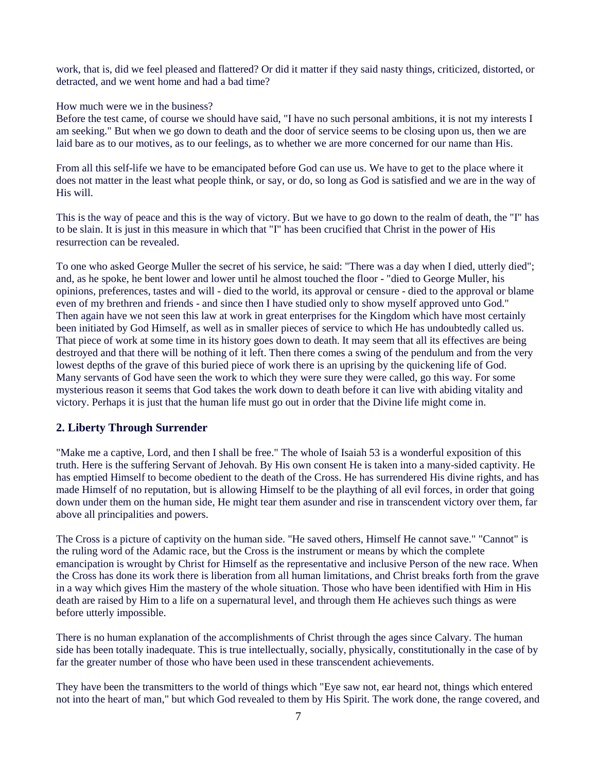work, that is, did we feel pleased and flattered? Or did it matter if they said nasty things, criticized, distorted, or detracted, and we went home and had a bad time?

How much were we in the business?
Before the test came, of course we should have said, "I have no such personal ambitions, it is not my interests I am seeking." But when we go down to death and the door of service seems to be closing upon us, then we are laid bare as to our motives, as to our feelings, as to whether we are more concerned for our name than His.

From all this self-life we have to be emancipated before God can use us. We have to get to the place where it does not matter in the least what people think, or say, or do, so long as God is satisfied and we are in the way of His will.

This is the way of peace and this is the way of victory. But we have to go down to the realm of death, the "I" has to be slain. It is just in this measure in which that "I" has been crucified that Christ in the power of His resurrection can be revealed.

To one who asked George Muller the secret of his service, he said: "There was a day when I died, utterly died"; and, as he spoke, he bent lower and lower until he almost touched the floor - "died to George Muller, his opinions, preferences, tastes and will - died to the world, its approval or censure - died to the approval or blame even of my brethren and friends - and since then I have studied only to show myself approved unto God." Then again have we not seen this law at work in great enterprises for the Kingdom which have most certainly been initiated by God Himself, as well as in smaller pieces of service to which He has undoubtedly called us. That piece of work at some time in its history goes down to death. It may seem that all its effectives are being destroyed and that there will be nothing of it left. Then there comes a swing of the pendulum and from the very lowest depths of the grave of this buried piece of work there is an uprising by the quickening life of God. Many servants of God have seen the work to which they were sure they were called, go this way. For some mysterious reason it seems that God takes the work down to death before it can live with abiding vitality and victory. Perhaps it is just that the human life must go out in order that the Divine life might come in.

## 2. Liberty Through Surrender

"Make me a captive, Lord, and then I shall be free." The whole of Isaiah 53 is a wonderful exposition of this truth. Here is the suffering Servant of Jehovah. By His own consent He is taken into a many-sided captivity. He has emptied Himself to become obedient to the death of the Cross. He has surrendered His divine rights, and has made Himself of no reputation, but is allowing Himself to be the plaything of all evil forces, in order that going down under them on the human side, He might tear them asunder and rise in transcendent victory over them, far above all principalities and powers.

The Cross is a picture of captivity on the human side. "He saved others, Himself He cannot save." "Cannot" is the ruling word of the Adamic race, but the Cross is the instrument or means by which the complete emancipation is wrought by Christ for Himself as the representative and inclusive Person of the new race. When the Cross has done its work there is liberation from all human limitations, and Christ breaks forth from the grave in a way which gives Him the mastery of the whole situation. Those who have been identified with Him in His death are raised by Him to a life on a supernatural level, and through them He achieves such things as were before utterly impossible.

There is no human explanation of the accomplishments of Christ through the ages since Calvary. The human side has been totally inadequate. This is true intellectually, socially, physically, constitutionally in the case of by far the greater number of those who have been used in these transcendent achievements.

They have been the transmitters to the world of things which "Eye saw not, ear heard not, things which entered not into the heart of man," but which God revealed to them by His Spirit. The work done, the range covered, and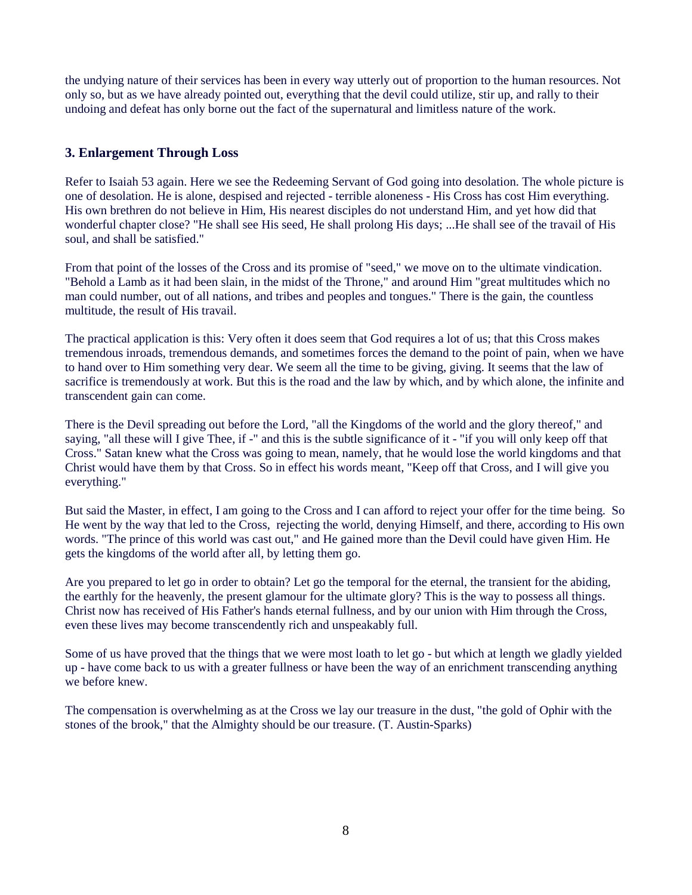the undying nature of their services has been in every way utterly out of proportion to the human resources. Not only so, but as we have already pointed out, everything that the devil could utilize, stir up, and rally to their undoing and defeat has only borne out the fact of the supernatural and limitless nature of the work.

### 3. Enlargement Through Loss

Refer to Isaiah 53 again. Here we see the Redeeming Servant of God going into desolation. The whole picture is one of desolation. He is alone, despised and rejected - terrible aloneness - His Cross has cost Him everything. His own brethren do not believe in Him, His nearest disciples do not understand Him, and yet how did that wonderful chapter close? "He shall see His seed, He shall prolong His days; ...He shall see of the travail of His soul, and shall be satisfied."

From that point of the losses of the Cross and its promise of "seed," we move on to the ultimate vindication. "Behold a Lamb as it had been slain, in the midst of the Throne," and around Him "great multitudes which no man could number, out of all nations, and tribes and peoples and tongues." There is the gain, the countless multitude, the result of His travail.

The practical application is this: Very often it does seem that God requires a lot of us; that this Cross makes tremendous inroads, tremendous demands, and sometimes forces the demand to the point of pain, when we have to hand over to Him something very dear. We seem all the time to be giving, giving. It seems that the law of sacrifice is tremendously at work. But this is the road and the law by which, and by which alone, the infinite and transcendent gain can come.

There is the Devil spreading out before the Lord, "all the Kingdoms of the world and the glory thereof," and saying, "all these will I give Thee, if -" and this is the subtle significance of it - "if you will only keep off that Cross." Satan knew what the Cross was going to mean, namely, that he would lose the world kingdoms and that Christ would have them by that Cross. So in effect his words meant, "Keep off that Cross, and I will give you everything."

But said the Master, in effect, I am going to the Cross and I can afford to reject your offer for the time being. So He went by the way that led to the Cross, rejecting the world, denying Himself, and there, according to His own words. "The prince of this world was cast out," and He gained more than the Devil could have given Him. He gets the kingdoms of the world after all, by letting them go.

Are you prepared to let go in order to obtain? Let go the temporal for the eternal, the transient for the abiding, the earthly for the heavenly, the present glamour for the ultimate glory? This is the way to possess all things. Christ now has received of His Father's hands eternal fullness, and by our union with Him through the Cross, even these lives may become transcendently rich and unspeakably full.

Some of us have proved that the things that we were most loath to let go - but which at length we gladly yielded up - have come back to us with a greater fullness or have been the way of an enrichment transcending anything we before knew.

The compensation is overwhelming as at the Cross we lay our treasure in the dust, "the gold of Ophir with the stones of the brook," that the Almighty should be our treasure. (T. Austin-Sparks)